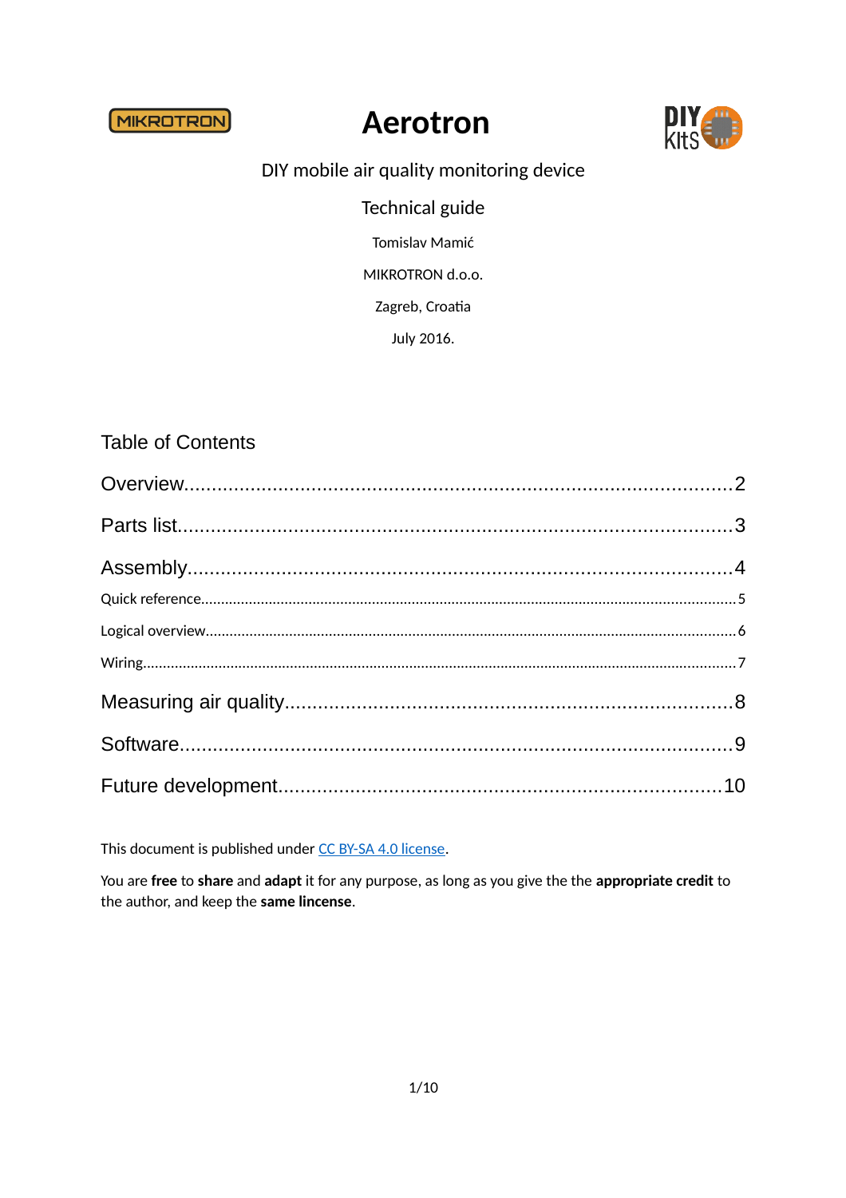# Aerotron

DIY mobile air quality monitoring device

Technical guide

Tomislav Mamić

MIKROTRON d.o.o.

Zagreb, Croatia

July 2016.

## Table of Contents

Overview....................2

Parts list....................3

Assembly....................4

- Quick reference....................5
- Logical overview....................6
- Wiring....................7

Measuring air quality....................8

Software....................9

Future development....................10

This document is published under [CC BY-SA 4.0 license](https://creativecommons.org/licenses/by-sa/4.0/).

You are **free** to **share** and **adapt** it for any purpose, as long as you give the the **appropriate credit** to the author, and keep the **same lincense**.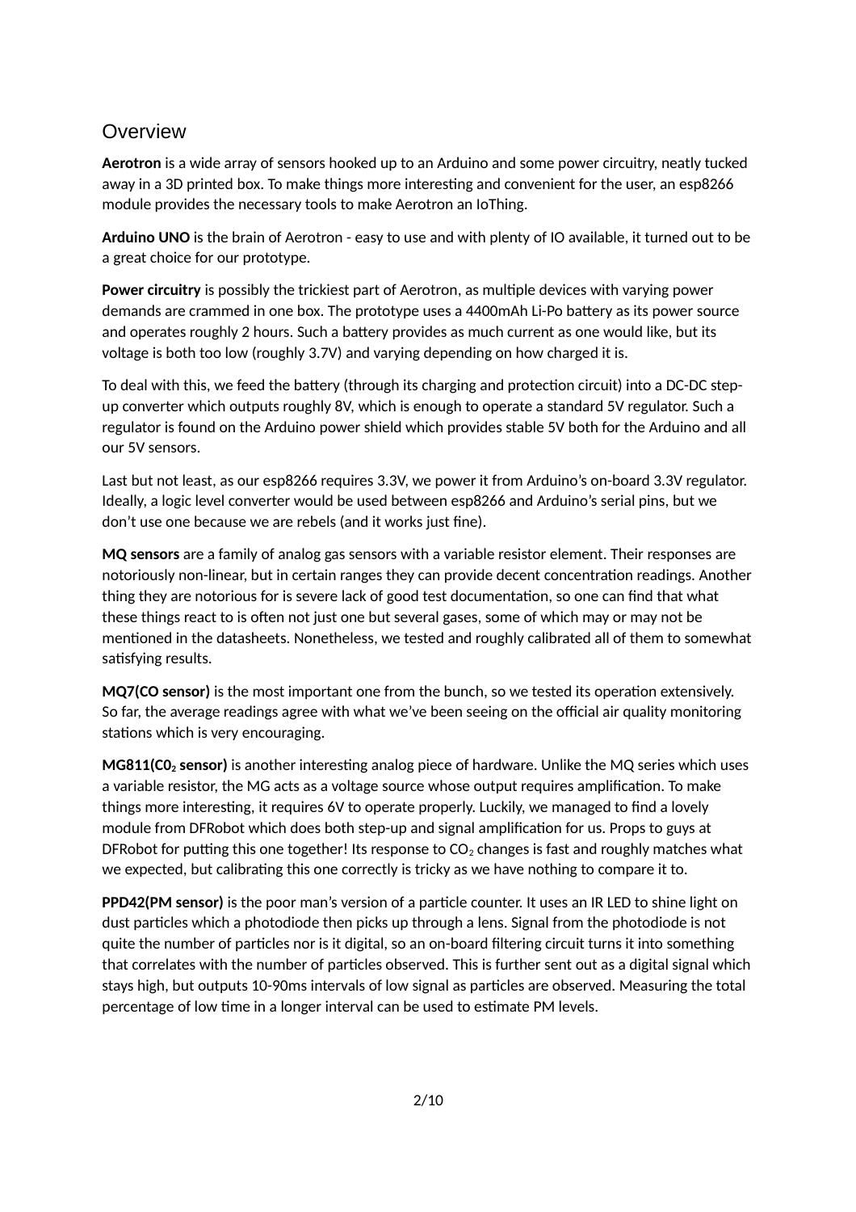## Overview

**Aerotron** is a wide array of sensors hooked up to an Arduino and some power circuitry, neatly tucked away in a 3D printed box. To make things more interesting and convenient for the user, an esp8266 module provides the necessary tools to make Aerotron an IoThing.

**Arduino UNO** is the brain of Aerotron - easy to use and with plenty of IO available, it turned out to be a great choice for our prototype.

**Power circuitry** is possibly the trickiest part of Aerotron, as multiple devices with varying power demands are crammed in one box. The prototype uses a 4400mAh Li-Po battery as its power source and operates roughly 2 hours. Such a battery provides as much current as one would like, but its voltage is both too low (roughly 3.7V) and varying depending on how charged it is.

To deal with this, we feed the battery (through its charging and protection circuit) into a DC-DC step-up converter which outputs roughly 8V, which is enough to operate a standard 5V regulator. Such a regulator is found on the Arduino power shield which provides stable 5V both for the Arduino and all our 5V sensors.

Last but not least, as our esp8266 requires 3.3V, we power it from Arduino's on-board 3.3V regulator. Ideally, a logic level converter would be used between esp8266 and Arduino's serial pins, but we don't use one because we are rebels (and it works just fine).

**MQ sensors** are a family of analog gas sensors with a variable resistor element. Their responses are notoriously non-linear, but in certain ranges they can provide decent concentration readings. Another thing they are notorious for is severe lack of good test documentation, so one can find that what these things react to is often not just one but several gases, some of which may or may not be mentioned in the datasheets. Nonetheless, we tested and roughly calibrated all of them to somewhat satisfying results.

**MQ7(CO sensor)** is the most important one from the bunch, so we tested its operation extensively. So far, the average readings agree with what we've been seeing on the official air quality monitoring stations which is very encouraging.

**MG811($C0_2$ sensor)** is another interesting analog piece of hardware. Unlike the MQ series which uses a variable resistor, the MG acts as a voltage source whose output requires amplification. To make things more interesting, it requires 6V to operate properly. Luckily, we managed to find a lovely module from DFRobot which does both step-up and signal amplification for us. Props to guys at DFRobot for putting this one together! Its response to $CO_2$ changes is fast and roughly matches what we expected, but calibrating this one correctly is tricky as we have nothing to compare it to.

**PPD42(PM sensor)** is the poor man's version of a particle counter. It uses an IR LED to shine light on dust particles which a photodiode then picks up through a lens. Signal from the photodiode is not quite the number of particles nor is it digital, so an on-board filtering circuit turns it into something that correlates with the number of particles observed. This is further sent out as a digital signal which stays high, but outputs 10-90ms intervals of low signal as particles are observed. Measuring the total percentage of low time in a longer interval can be used to estimate PM levels.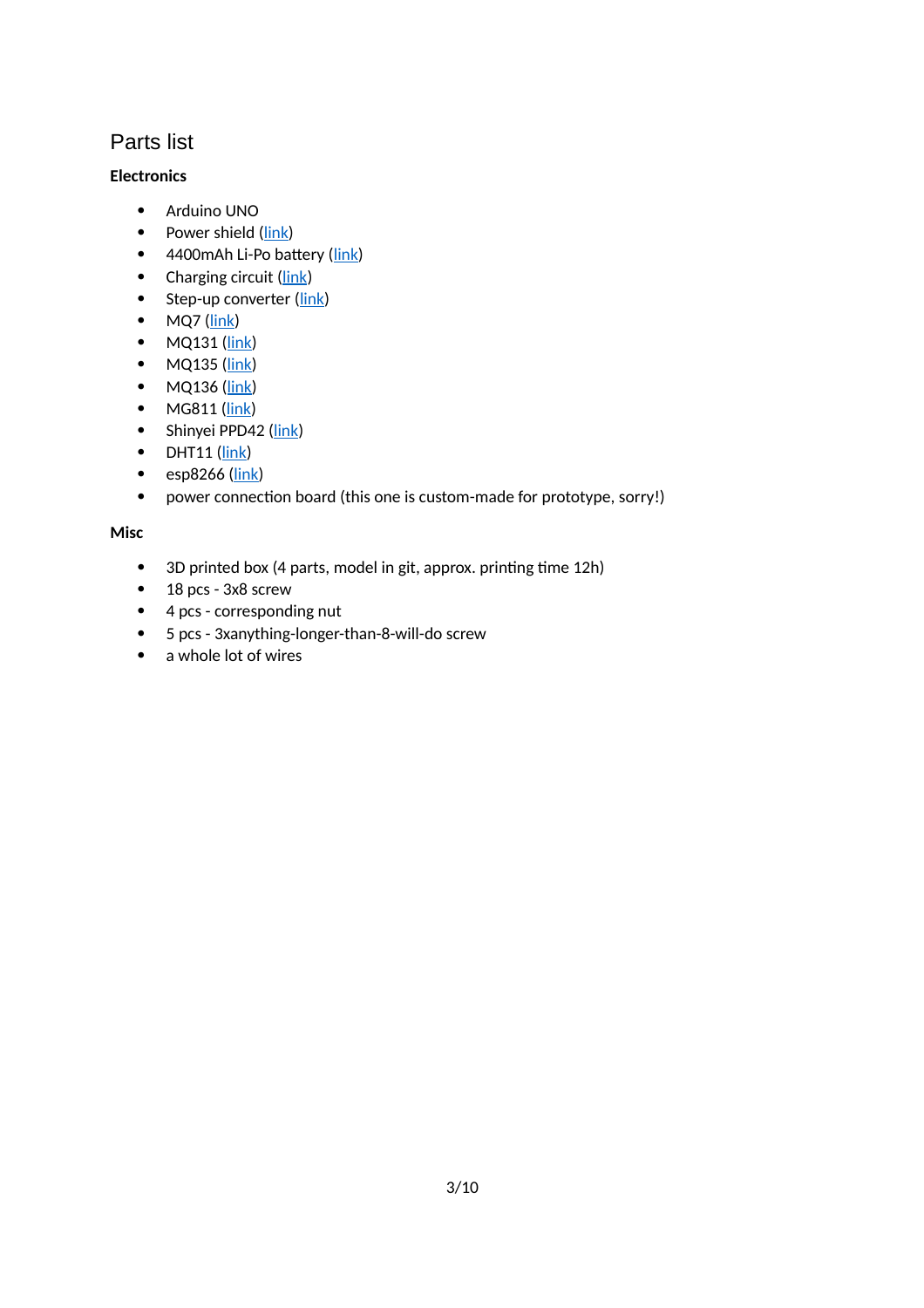# Parts list

**Electronics**

- Arduino UNO
- Power shield (link)
- 4400mAh Li-Po battery (link)
- Charging circuit (link)
- Step-up converter (link)
- MQ7 (link)
- MQ131 (link)
- MQ135 (link)
- MQ136 (link)
- MG811 (link)
- Shinyei PPD42 (link)
- DHT11 (link)
- esp8266 (link)
- power connection board (this one is custom-made for prototype, sorry!)

**Misc**

- 3D printed box (4 parts, model in git, approx. printing time 12h)
- 18 pcs - 3x8 screw
- 4 pcs - corresponding nut
- 5 pcs - 3xanything-longer-than-8-will-do screw
- a whole lot of wires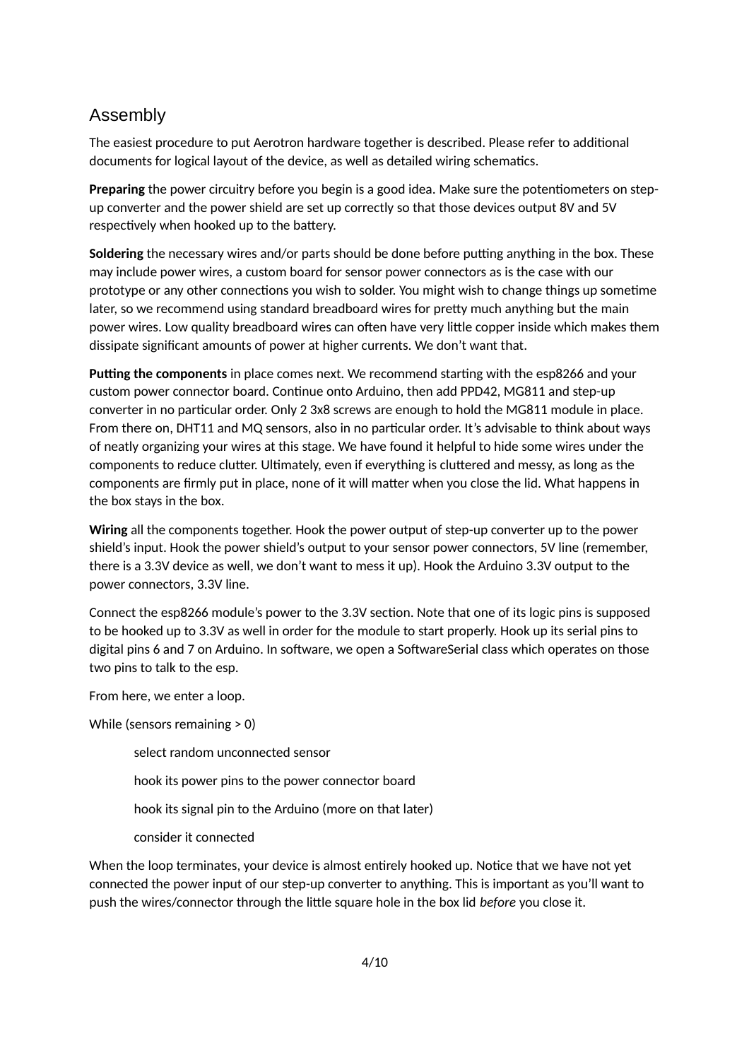# Assembly

The easiest procedure to put Aerotron hardware together is described. Please refer to additional documents for logical layout of the device, as well as detailed wiring schematics.

**Preparing** the power circuitry before you begin is a good idea. Make sure the potentiometers on step-up converter and the power shield are set up correctly so that those devices output 8V and 5V respectively when hooked up to the battery.

**Soldering** the necessary wires and/or parts should be done before putting anything in the box. These may include power wires, a custom board for sensor power connectors as is the case with our prototype or any other connections you wish to solder. You might wish to change things up sometime later, so we recommend using standard breadboard wires for pretty much anything but the main power wires. Low quality breadboard wires can often have very little copper inside which makes them dissipate significant amounts of power at higher currents. We don't want that.

**Putting the components** in place comes next. We recommend starting with the esp8266 and your custom power connector board. Continue onto Arduino, then add PPD42, MG811 and step-up converter in no particular order. Only 2 3x8 screws are enough to hold the MG811 module in place. From there on, DHT11 and MQ sensors, also in no particular order. It's advisable to think about ways of neatly organizing your wires at this stage. We have found it helpful to hide some wires under the components to reduce clutter. Ultimately, even if everything is cluttered and messy, as long as the components are firmly put in place, none of it will matter when you close the lid. What happens in the box stays in the box.

**Wiring** all the components together. Hook the power output of step-up converter up to the power shield's input. Hook the power shield's output to your sensor power connectors, 5V line (remember, there is a 3.3V device as well, we don't want to mess it up). Hook the Arduino 3.3V output to the power connectors, 3.3V line.

Connect the esp8266 module's power to the 3.3V section. Note that one of its logic pins is supposed to be hooked up to 3.3V as well in order for the module to start properly. Hook up its serial pins to digital pins 6 and 7 on Arduino. In software, we open a SoftwareSerial class which operates on those two pins to talk to the esp.

From here, we enter a loop.

While (sensors remaining > 0)

> select random unconnected sensor
>
> hook its power pins to the power connector board
>
> hook its signal pin to the Arduino (more on that later)
>
> consider it connected

When the loop terminates, your device is almost entirely hooked up. Notice that we have not yet connected the power input of our step-up converter to anything. This is important as you'll want to push the wires/connector through the little square hole in the box lid *before* you close it.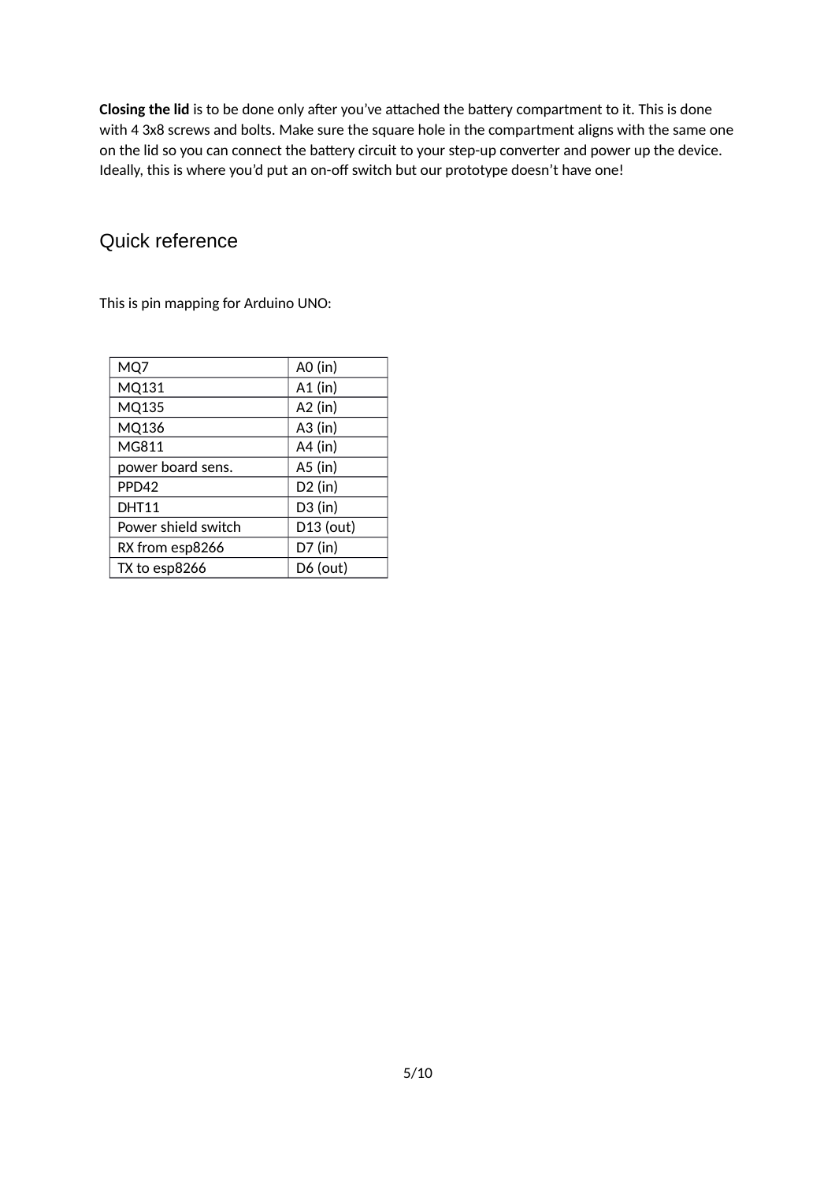**Closing the lid** is to be done only after you've attached the battery compartment to it. This is done with 4 3x8 screws and bolts. Make sure the square hole in the compartment aligns with the same one on the lid so you can connect the battery circuit to your step-up converter and power up the device. Ideally, this is where you'd put an on-off switch but our prototype doesn't have one!

## Quick reference

This is pin mapping for Arduino UNO:

| MQ7 | A0 (in) |
|---|---|
| MQ131 | A1 (in) |
| MQ135 | A2 (in) |
| MQ136 | A3 (in) |
| MG811 | A4 (in) |
| power board sens. | A5 (in) |
| PPD42 | D2 (in) |
| DHT11 | D3 (in) |
| Power shield switch | D13 (out) |
| RX from esp8266 | D7 (in) |
| TX to esp8266 | D6 (out) |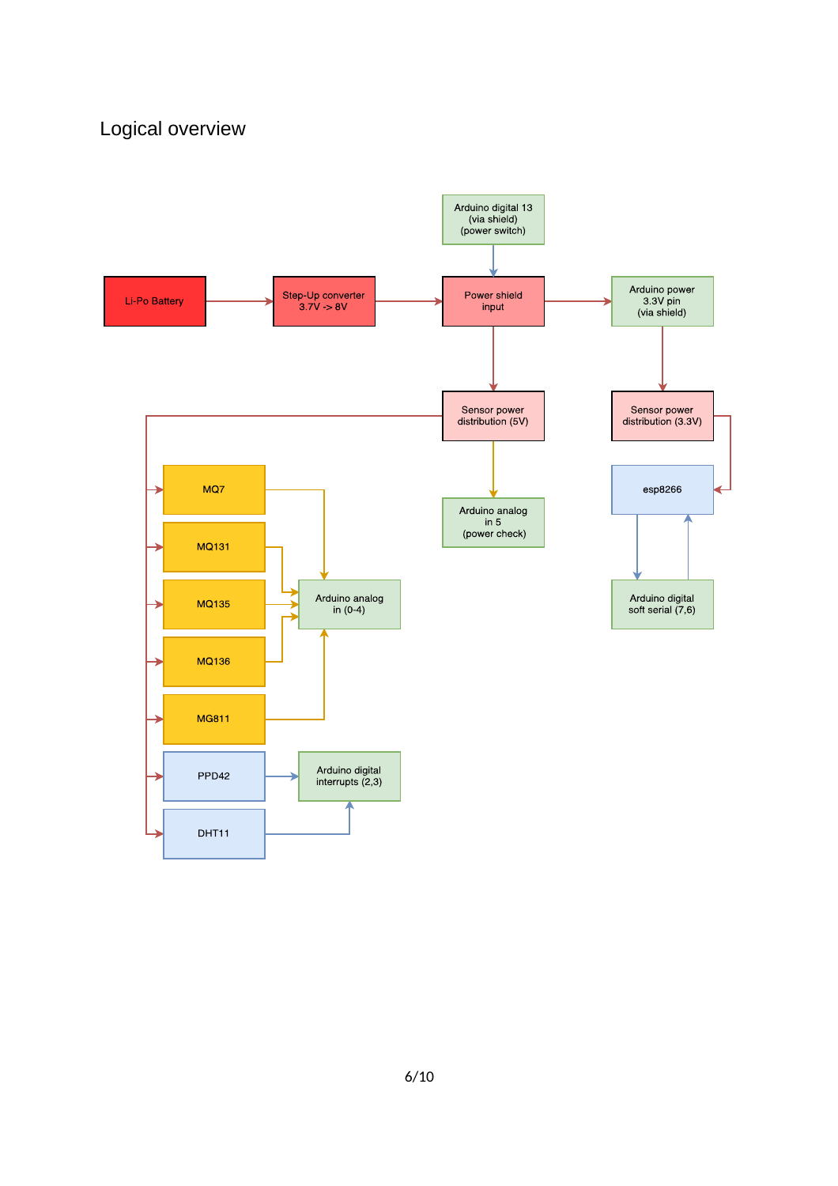# Logical overview

Li-Po Battery

Step-Up converter 3.7V -> 8V

Arduino digital 13 (via shield) (power switch)

Power shield input

Arduino power 3.3V pin (via shield)

Sensor power distribution (5V)

Sensor power distribution (3.3V)

MQ7

MQ131

MQ135

MQ136

MG811

Arduino analog in (0-4)

Arduino analog in 5 (power check)

esp8266

Arduino digital soft serial (7,6)

PPD42

DHT11

Arduino digital interrupts (2,3)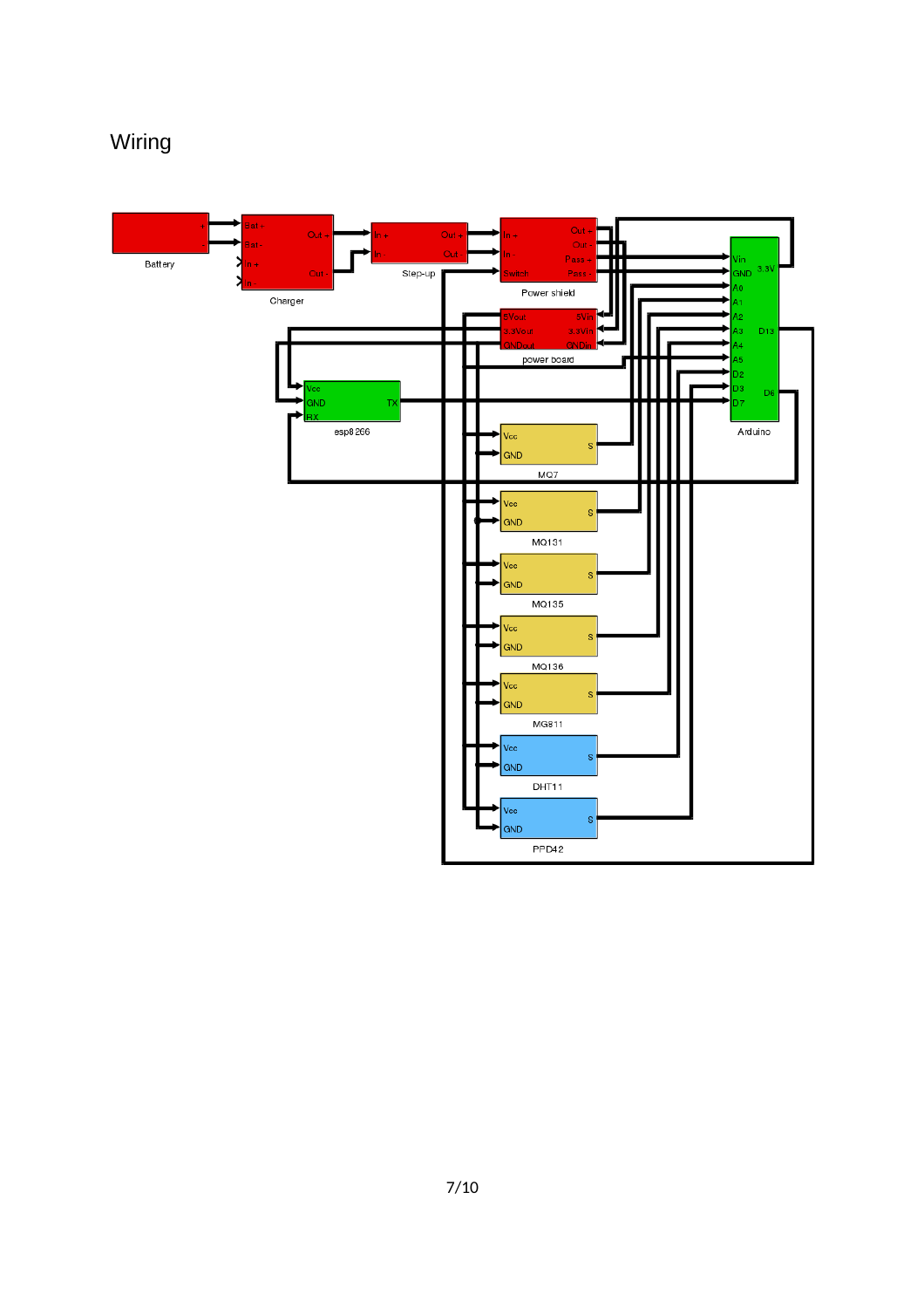# Wiring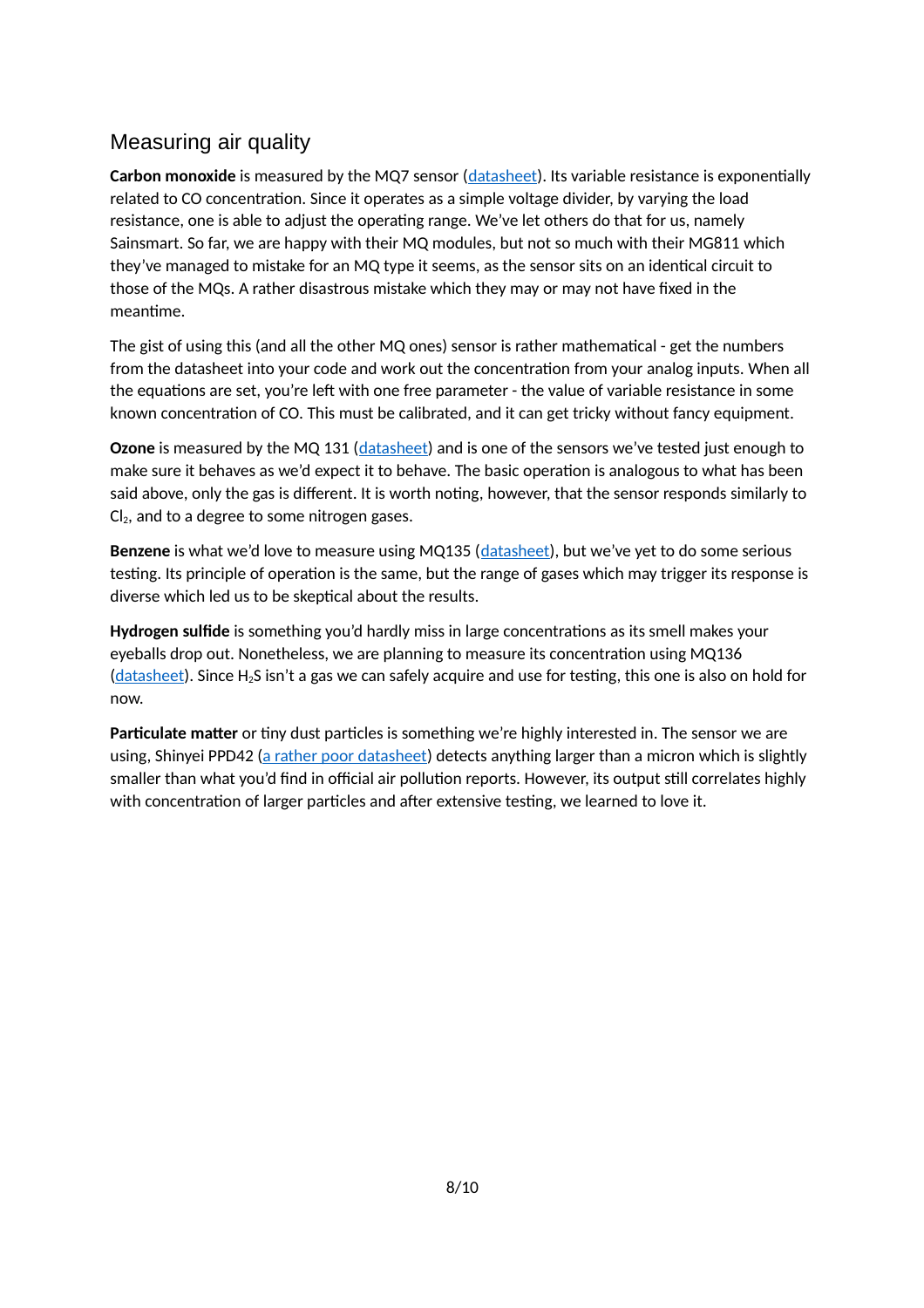## Measuring air quality

**Carbon monoxide** is measured by the MQ7 sensor (datasheet). Its variable resistance is exponentially related to CO concentration. Since it operates as a simple voltage divider, by varying the load resistance, one is able to adjust the operating range. We've let others do that for us, namely Sainsmart. So far, we are happy with their MQ modules, but not so much with their MG811 which they've managed to mistake for an MQ type it seems, as the sensor sits on an identical circuit to those of the MQs. A rather disastrous mistake which they may or may not have fixed in the meantime.

The gist of using this (and all the other MQ ones) sensor is rather mathematical - get the numbers from the datasheet into your code and work out the concentration from your analog inputs. When all the equations are set, you're left with one free parameter - the value of variable resistance in some known concentration of CO. This must be calibrated, and it can get tricky without fancy equipment.

**Ozone** is measured by the MQ 131 (datasheet) and is one of the sensors we've tested just enough to make sure it behaves as we'd expect it to behave. The basic operation is analogous to what has been said above, only the gas is different. It is worth noting, however, that the sensor responds similarly to $Cl_2$, and to a degree to some nitrogen gases.

**Benzene** is what we'd love to measure using MQ135 (datasheet), but we've yet to do some serious testing. Its principle of operation is the same, but the range of gases which may trigger its response is diverse which led us to be skeptical about the results.

**Hydrogen sulfide** is something you'd hardly miss in large concentrations as its smell makes your eyeballs drop out. Nonetheless, we are planning to measure its concentration using MQ136 (datasheet). Since $H_2S$ isn't a gas we can safely acquire and use for testing, this one is also on hold for now.

**Particulate matter** or tiny dust particles is something we're highly interested in. The sensor we are using, Shinyei PPD42 (a rather poor datasheet) detects anything larger than a micron which is slightly smaller than what you'd find in official air pollution reports. However, its output still correlates highly with concentration of larger particles and after extensive testing, we learned to love it.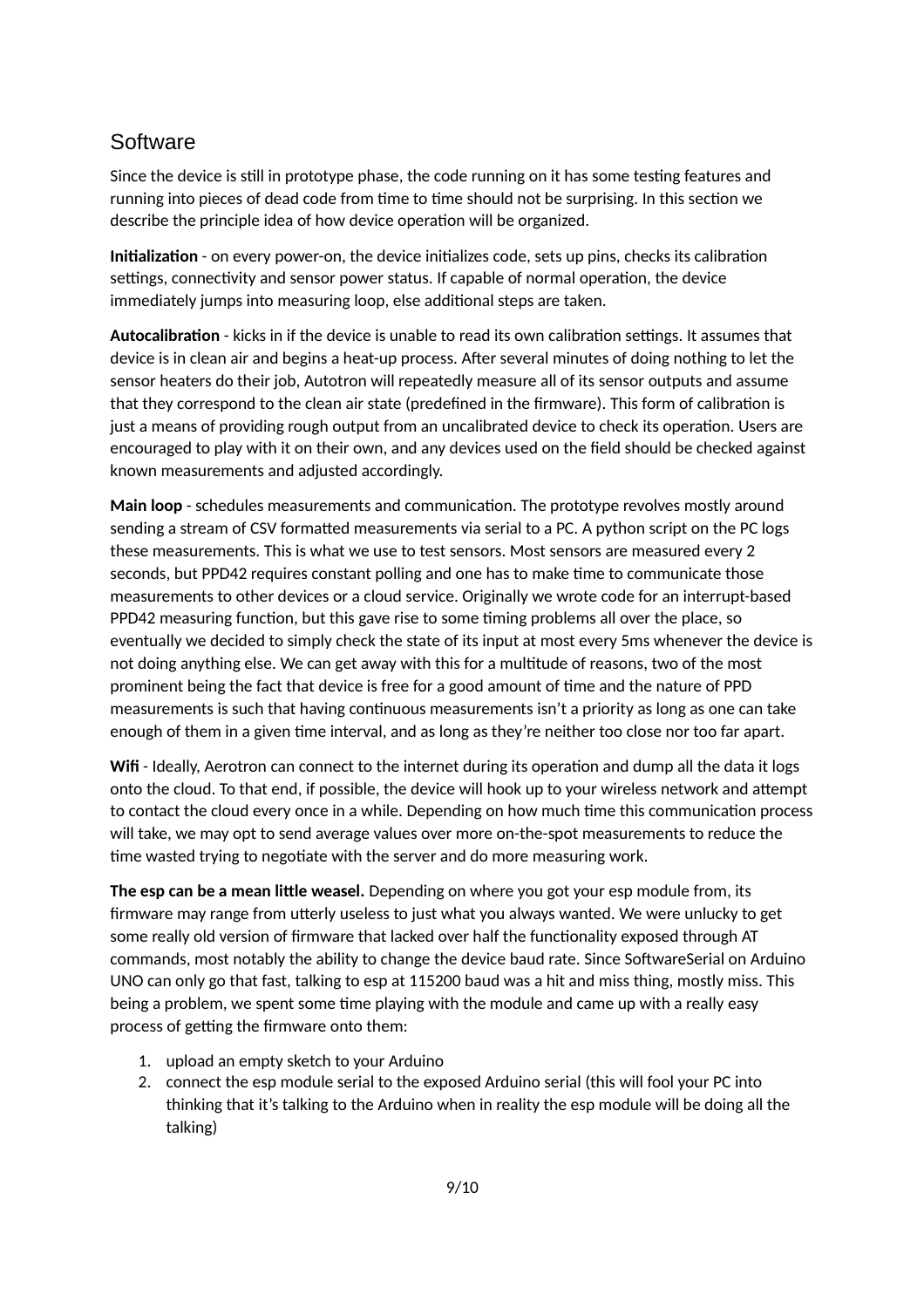## Software

Since the device is still in prototype phase, the code running on it has some testing features and running into pieces of dead code from time to time should not be surprising. In this section we describe the principle idea of how device operation will be organized.

**Initialization** - on every power-on, the device initializes code, sets up pins, checks its calibration settings, connectivity and sensor power status. If capable of normal operation, the device immediately jumps into measuring loop, else additional steps are taken.

**Autocalibration** - kicks in if the device is unable to read its own calibration settings. It assumes that device is in clean air and begins a heat-up process. After several minutes of doing nothing to let the sensor heaters do their job, Autotron will repeatedly measure all of its sensor outputs and assume that they correspond to the clean air state (predefined in the firmware). This form of calibration is just a means of providing rough output from an uncalibrated device to check its operation. Users are encouraged to play with it on their own, and any devices used on the field should be checked against known measurements and adjusted accordingly.

**Main loop** - schedules measurements and communication. The prototype revolves mostly around sending a stream of CSV formatted measurements via serial to a PC. A python script on the PC logs these measurements. This is what we use to test sensors. Most sensors are measured every 2 seconds, but PPD42 requires constant polling and one has to make time to communicate those measurements to other devices or a cloud service. Originally we wrote code for an interrupt-based PPD42 measuring function, but this gave rise to some timing problems all over the place, so eventually we decided to simply check the state of its input at most every 5ms whenever the device is not doing anything else. We can get away with this for a multitude of reasons, two of the most prominent being the fact that device is free for a good amount of time and the nature of PPD measurements is such that having continuous measurements isn't a priority as long as one can take enough of them in a given time interval, and as long as they're neither too close nor too far apart.

**Wifi** - Ideally, Aerotron can connect to the internet during its operation and dump all the data it logs onto the cloud. To that end, if possible, the device will hook up to your wireless network and attempt to contact the cloud every once in a while. Depending on how much time this communication process will take, we may opt to send average values over more on-the-spot measurements to reduce the time wasted trying to negotiate with the server and do more measuring work.

**The esp can be a mean little weasel.** Depending on where you got your esp module from, its firmware may range from utterly useless to just what you always wanted. We were unlucky to get some really old version of firmware that lacked over half the functionality exposed through AT commands, most notably the ability to change the device baud rate. Since SoftwareSerial on Arduino UNO can only go that fast, talking to esp at 115200 baud was a hit and miss thing, mostly miss. This being a problem, we spent some time playing with the module and came up with a really easy process of getting the firmware onto them:

1. upload an empty sketch to your Arduino
2. connect the esp module serial to the exposed Arduino serial (this will fool your PC into thinking that it's talking to the Arduino when in reality the esp module will be doing all the talking)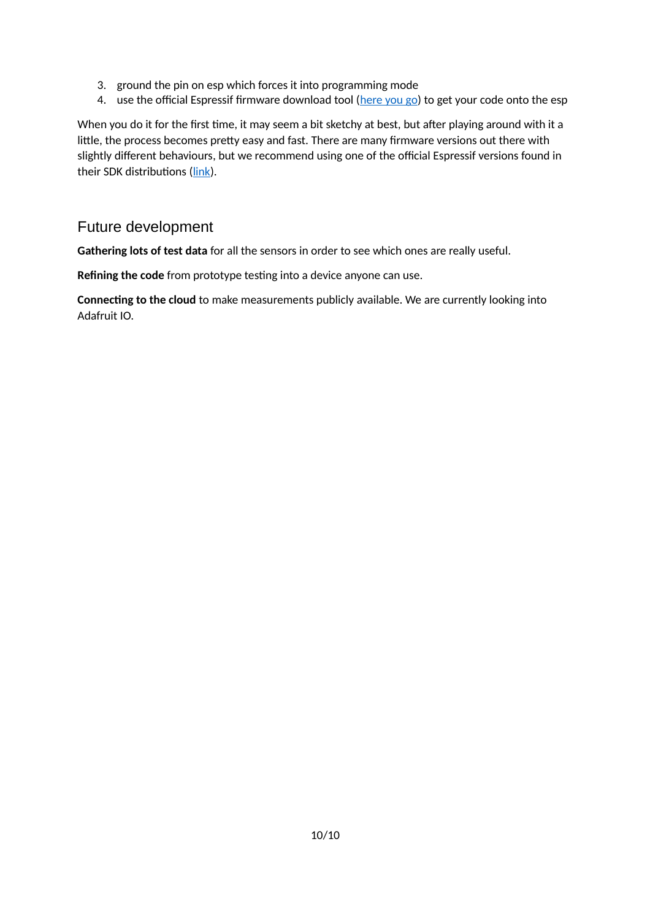3. ground the pin on esp which forces it into programming mode
4. use the official Espressif firmware download tool (here you go) to get your code onto the esp

When you do it for the first time, it may seem a bit sketchy at best, but after playing around with it a little, the process becomes pretty easy and fast. There are many firmware versions out there with slightly different behaviours, but we recommend using one of the official Espressif versions found in their SDK distributions (link).

## Future development

**Gathering lots of test data** for all the sensors in order to see which ones are really useful.

**Refining the code** from prototype testing into a device anyone can use.

**Connecting to the cloud** to make measurements publicly available. We are currently looking into Adafruit IO.